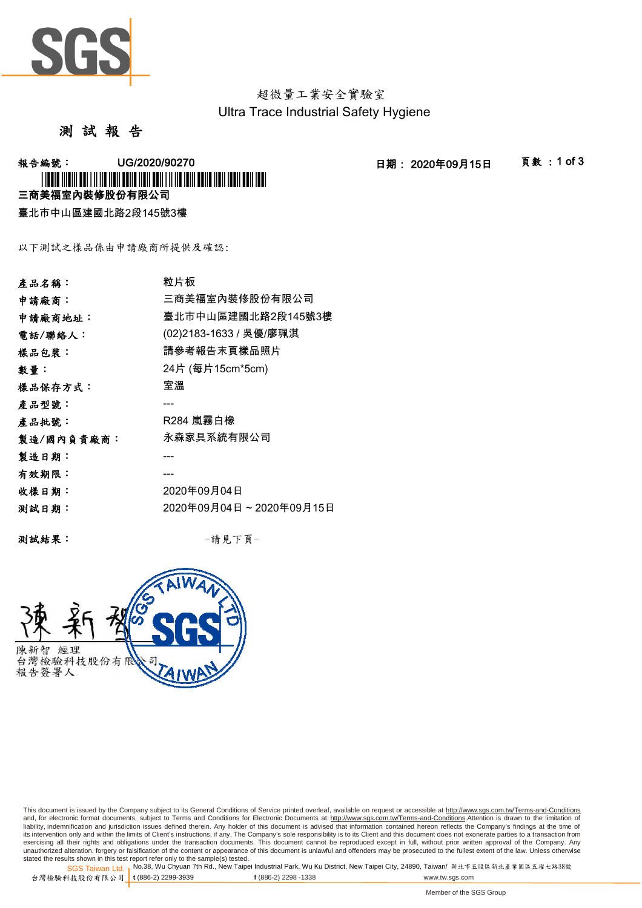超微量工業安全實驗室
Ultra Trace Industrial Safety Hygiene

# 測 試 報 告

**報告編號：** UG/2020/90270　　**日期：** 2020年09月15日

**三商美福室內裝修股份有限公司**

臺北市中山區建國北路2段145號3樓

以下測試之樣品係由申請廠商所提供及確認:

| | |
|---|---|
| **產品名稱：** | 粒片板 |
| **申請廠商：** | 三商美福室內裝修股份有限公司 |
| **申請廠商地址：** | 臺北市中山區建國北路2段145號3樓 |
| **電話/聯絡人：** | (02)2183-1633 / 吳優/廖珮淇 |
| **樣品包裝：** | 請參考報告末頁樣品照片 |
| **數量：** | 24片 (每片15cm*5cm) |
| **樣品保存方式：** | 室溫 |
| **產品型號：** | --- |
| **產品批號：** | R284 嵐霧白橡 |
| **製造/國內負責廠商：** | 永森家具系統有限公司 |
| **製造日期：** | --- |
| **有效期限：** | --- |
| **收樣日期：** | 2020年09月04日 |
| **測試日期：** | 2020年09月04日 ~ 2020年09月15日 |

**測試結果：**　　　　-請見下頁-

陳新智　經理
台灣檢驗科技股份有限公司
報告簽署人

This document is issued by the Company subject to its General Conditions of Service printed overleaf, available on request or accessible at http://www.sgs.com.tw/Terms-and-Conditions and, for electronic format documents, subject to Terms and Conditions for Electronic Documents at http://www.sgs.com.tw/Terms-and-Conditions.Attention is drawn to the limitation of liability, indemnification and jurisdiction issues defined therein. Any holder of this document is advised that information contained hereon reflects the Company's findings at the time of its intervention only and within the limits of Client's instructions, if any. The Company's sole responsibility is to its Client and this document does not exonerate parties to a transaction from exercising all their rights and obligations under the transaction documents. This document cannot be reproduced except in full, without prior written approval of the Company. Any unauthorized alteration, forgery or falsification of the content or appearance of this document is unlawful and offenders may be prosecuted to the fullest extent of the law. Unless otherwise stated the results shown in this test report refer only to the sample(s) tested.

SGS Taiwan Ltd. 台灣檢驗科技股份有限公司 | No.38, Wu Chyuan 7th Rd., New Taipei Industrial Park, Wu Ku District, New Taipei City, 24890, Taiwan/ 新北市五股區新北產業園區五權七路38號 | t (886-2) 2299-3939 | f (886-2) 2298 -1338 | www.tw.sgs.com

Member of the SGS Group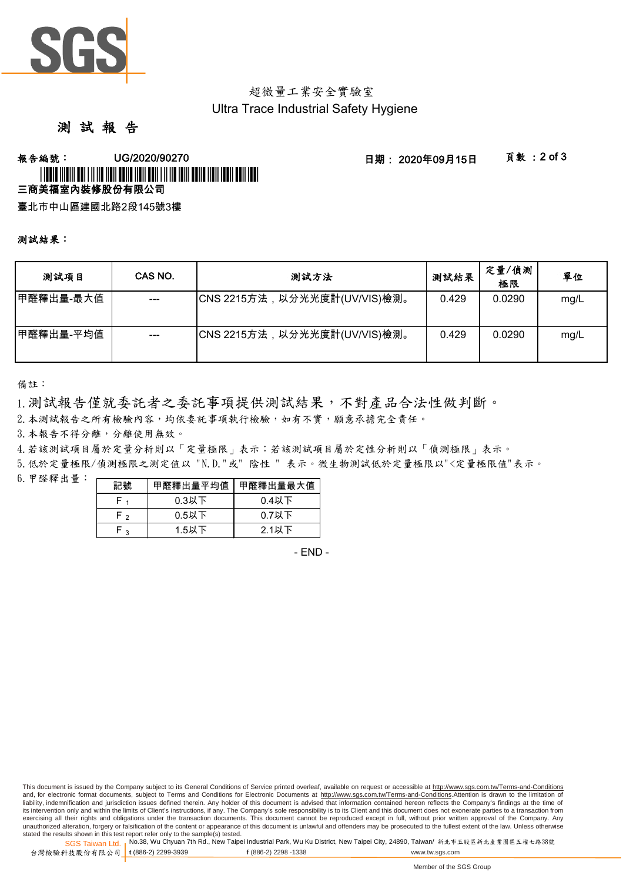超微量工業安全實驗室

Ultra Trace Industrial Safety Hygiene

# 測 試 報 告

**報告編號：** UG/2020/90270　　**日期：** 2020年09月15日

**三商美福室內裝修股份有限公司**

臺北市中山區建國北路2段145號3樓

**測試結果：**

| 測試項目 | CAS NO. | 測試方法 | 測試結果 | 定量/偵測極限 | 單位 |
|---|---|---|---|---|---|
| 甲醛釋出量-最大值 | --- | CNS 2215方法，以分光光度計(UV/VIS)檢測。 | 0.429 | 0.0290 | mg/L |
| 甲醛釋出量-平均值 | --- | CNS 2215方法，以分光光度計(UV/VIS)檢測。 | 0.429 | 0.0290 | mg/L |

備註：

1. 測試報告僅就委託者之委託事項提供測試結果，不對產品合法性做判斷。
2. 本測試報告之所有檢驗內容，均依委託事項執行檢驗，如有不實，願意承擔完全責任。
3. 本報告不得分離，分離使用無效。
4. 若該測試項目屬於定量分析則以「定量極限」表示；若該測試項目屬於定性分析則以「偵測極限」表示。
5. 低於定量極限/偵測極限之測定值以 "N.D."或" 陰性 " 表示。微生物測試低於定量極限以"<定量極限值"表示。
6. 甲醛釋出量：

| 記號 | 甲醛釋出量平均值 | 甲醛釋出量最大值 |
|---|---|---|
| $F_1$ | 0.3以下 | 0.4以下 |
| $F_2$ | 0.5以下 | 0.7以下 |
| $F_3$ | 1.5以下 | 2.1以下 |

- END -

This document is issued by the Company subject to its General Conditions of Service printed overleaf, available on request or accessible at http://www.sgs.com.tw/Terms-and-Conditions and, for electronic format documents, subject to Terms and Conditions for Electronic Documents at http://www.sgs.com.tw/Terms-and-Conditions.Attention is drawn to the limitation of liability, indemnification and jurisdiction issues defined therein. Any holder of this document is advised that information contained hereon reflects the Company's findings at the time of its intervention only and within the limits of Client's instructions, if any. The Company's sole responsibility is to its Client and this document does not exonerate parties to a transaction from exercising all their rights and obligations under the transaction documents. This document cannot be reproduced except in full, without prior written approval of the Company. Any unauthorized alteration, forgery or falsification of the content or appearance of this document is unlawful and offenders may be prosecuted to the fullest extent of the law. Unless otherwise stated the results shown in this test report refer only to the sample(s) tested.

SGS Taiwan Ltd. 台灣檢驗科技股份有限公司 | No.38, Wu Chyuan 7th Rd., New Taipei Industrial Park, Wu Ku District, New Taipei City, 24890, Taiwan/ 新北市五股區新北產業園區五權七路38號 t (886-2) 2299-3939 f (886-2) 2298 -1338 www.tw.sgs.com

Member of the SGS Group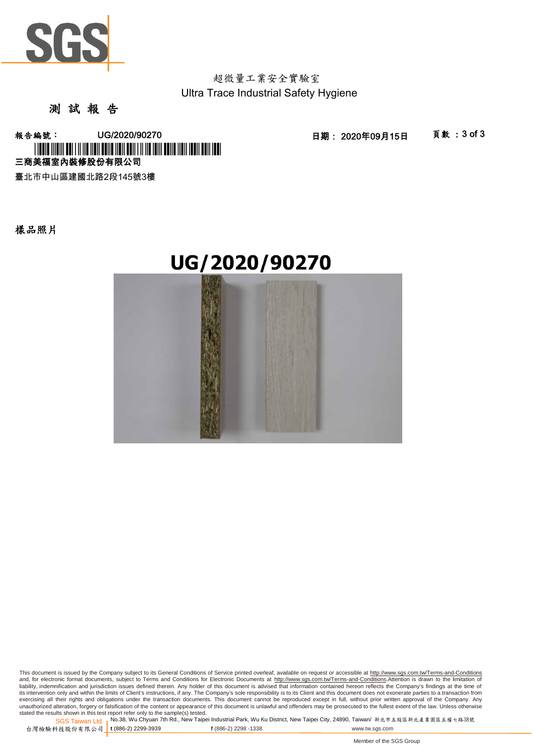超微量工業安全實驗室
Ultra Trace Industrial Safety Hygiene

# 測 試 報 告

報告編號： UG/2020/90270

日期： 2020年09月15日

三商美福室內裝修股份有限公司

臺北市中山區建國北路2段145號3樓

## 樣品照片

UG/2020/90270

This document is issued by the Company subject to its General Conditions of Service printed overleaf, available on request or accessible at http://www.sgs.com.tw/Terms-and-Conditions and, for electronic format documents, subject to Terms and Conditions for Electronic Documents at http://www.sgs.com.tw/Terms-and-Conditions.Attention is drawn to the limitation of liability, indemnification and jurisdiction issues defined therein. Any holder of this document is advised that information contained hereon reflects the Company's findings at the time of its intervention only and within the limits of Client's instructions, if any. The Company's sole responsibility is to its Client and this document does not exonerate parties to a transaction from exercising all their rights and obligations under the transaction documents. This document cannot be reproduced except in full, without prior written approval of the Company. Any unauthorized alteration, forgery or falsification of the content or appearance of this document is unlawful and offenders may be prosecuted to the fullest extent of the law. Unless otherwise stated the results shown in this test report refer only to the sample(s) tested.

SGS Taiwan Ltd. 台灣檢驗科技股份有限公司 | No.38, Wu Chyuan 7th Rd., New Taipei Industrial Park, Wu Ku District, New Taipei City, 24890, Taiwan/ 新北市五股區新北產業園區五權七路38號 t (886-2) 2299-3939 f (886-2) 2298 -1338 www.tw.sgs.com

Member of the SGS Group